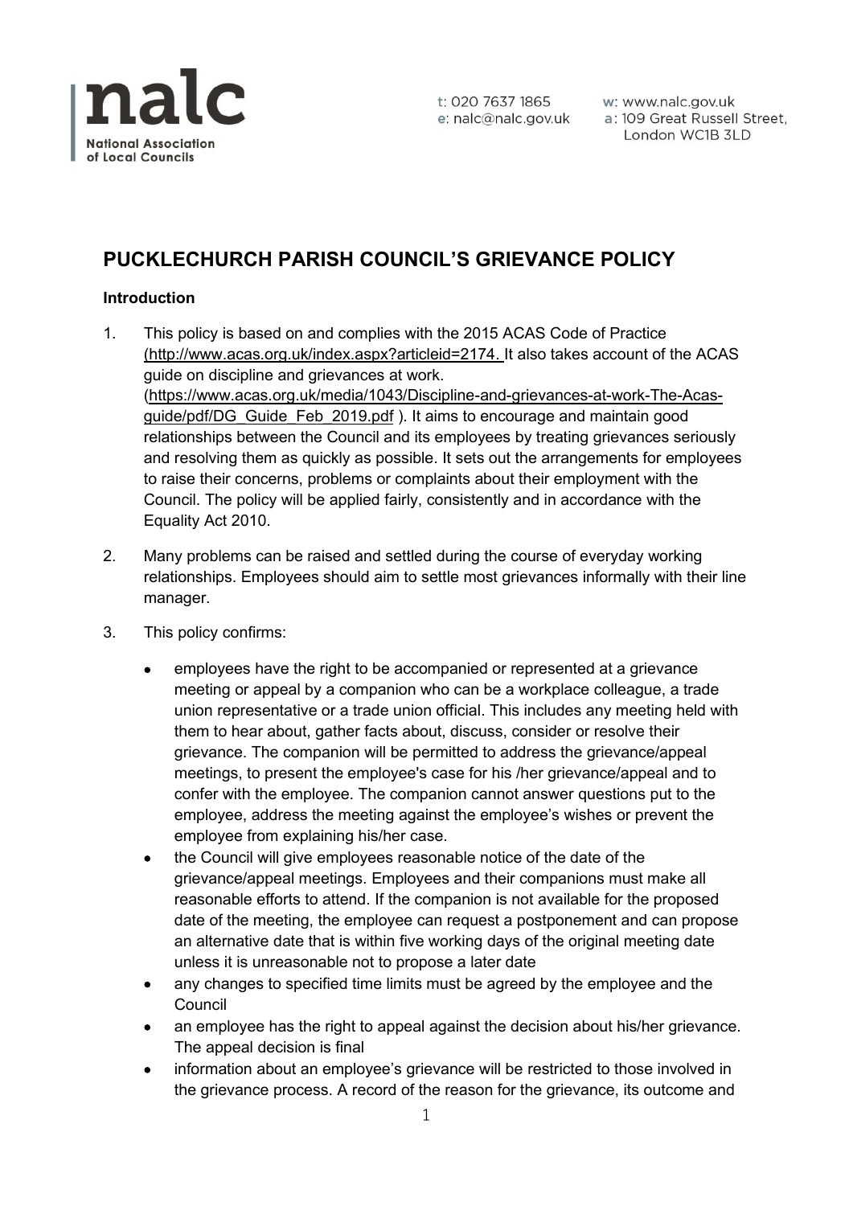# PUCKLECHURCH PARISH COUNCIL'S GRIEVANCE POLICY

### Introduction

1. This policy is based on and complies with the 2015 ACAS Code of Practice (http://www.acas.org.uk/index.aspx?articleid=2174. It also takes account of the ACAS guide on discipline and grievances at work. (https://www.acas.org.uk/media/1043/Discipline-and-grievances-at-work-The-Acas-guide/pdf/DG_Guide_Feb_2019.pdf ). It aims to encourage and maintain good relationships between the Council and its employees by treating grievances seriously and resolving them as quickly as possible. It sets out the arrangements for employees to raise their concerns, problems or complaints about their employment with the Council. The policy will be applied fairly, consistently and in accordance with the Equality Act 2010.

2. Many problems can be raised and settled during the course of everyday working relationships. Employees should aim to settle most grievances informally with their line manager.

3. This policy confirms:

   - employees have the right to be accompanied or represented at a grievance meeting or appeal by a companion who can be a workplace colleague, a trade union representative or a trade union official. This includes any meeting held with them to hear about, gather facts about, discuss, consider or resolve their grievance. The companion will be permitted to address the grievance/appeal meetings, to present the employee's case for his /her grievance/appeal and to confer with the employee. The companion cannot answer questions put to the employee, address the meeting against the employee's wishes or prevent the employee from explaining his/her case.
   - the Council will give employees reasonable notice of the date of the grievance/appeal meetings. Employees and their companions must make all reasonable efforts to attend. If the companion is not available for the proposed date of the meeting, the employee can request a postponement and can propose an alternative date that is within five working days of the original meeting date unless it is unreasonable not to propose a later date
   - any changes to specified time limits must be agreed by the employee and the Council
   - an employee has the right to appeal against the decision about his/her grievance. The appeal decision is final
   - information about an employee's grievance will be restricted to those involved in the grievance process. A record of the reason for the grievance, its outcome and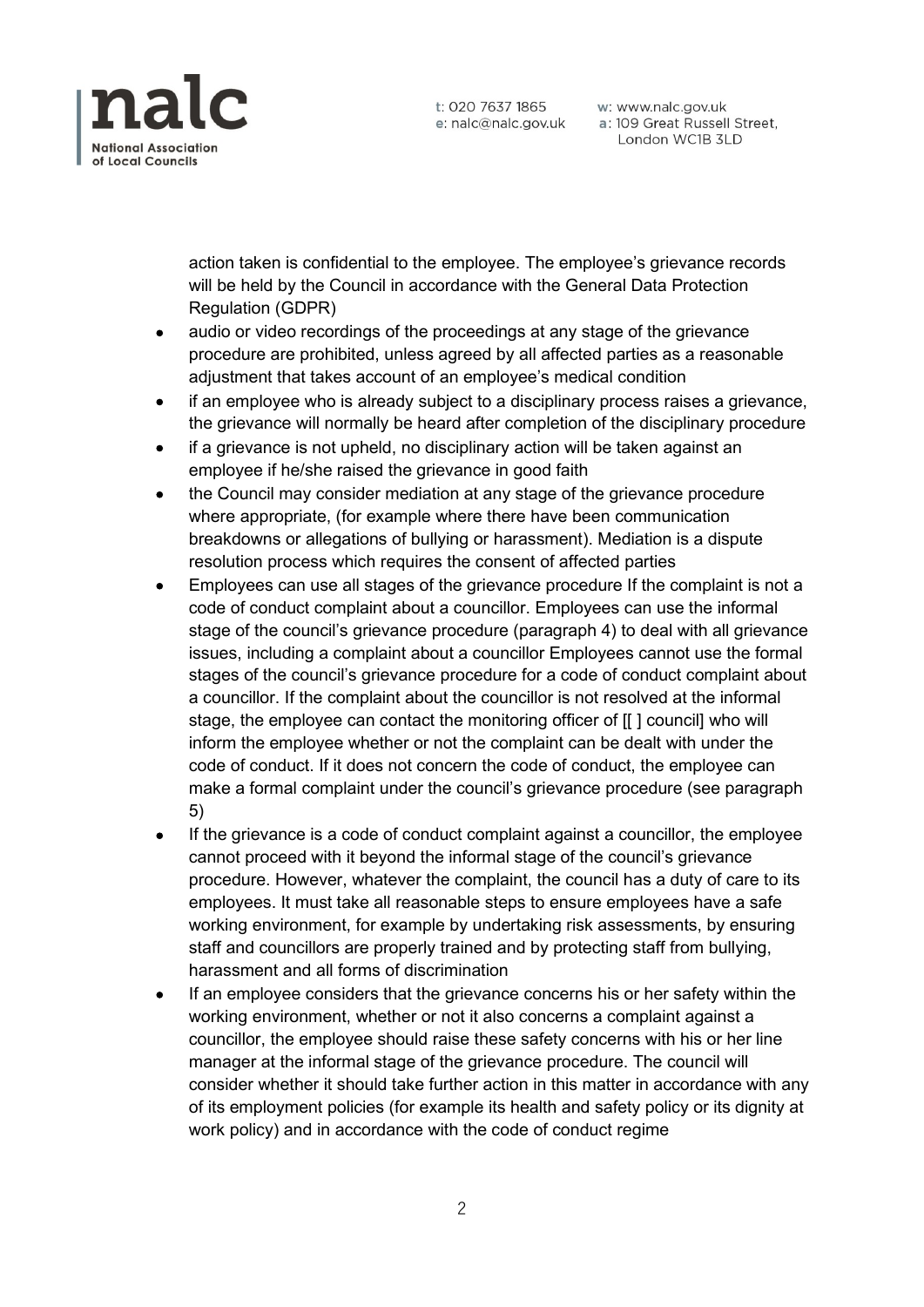action taken is confidential to the employee. The employee's grievance records will be held by the Council in accordance with the General Data Protection Regulation (GDPR)

- audio or video recordings of the proceedings at any stage of the grievance procedure are prohibited, unless agreed by all affected parties as a reasonable adjustment that takes account of an employee's medical condition
- if an employee who is already subject to a disciplinary process raises a grievance, the grievance will normally be heard after completion of the disciplinary procedure
- if a grievance is not upheld, no disciplinary action will be taken against an employee if he/she raised the grievance in good faith
- the Council may consider mediation at any stage of the grievance procedure where appropriate, (for example where there have been communication breakdowns or allegations of bullying or harassment). Mediation is a dispute resolution process which requires the consent of affected parties
- Employees can use all stages of the grievance procedure If the complaint is not a code of conduct complaint about a councillor. Employees can use the informal stage of the council's grievance procedure (paragraph 4) to deal with all grievance issues, including a complaint about a councillor Employees cannot use the formal stages of the council's grievance procedure for a code of conduct complaint about a councillor. If the complaint about the councillor is not resolved at the informal stage, the employee can contact the monitoring officer of [[ ] council] who will inform the employee whether or not the complaint can be dealt with under the code of conduct. If it does not concern the code of conduct, the employee can make a formal complaint under the council's grievance procedure (see paragraph 5)
- If the grievance is a code of conduct complaint against a councillor, the employee cannot proceed with it beyond the informal stage of the council's grievance procedure. However, whatever the complaint, the council has a duty of care to its employees. It must take all reasonable steps to ensure employees have a safe working environment, for example by undertaking risk assessments, by ensuring staff and councillors are properly trained and by protecting staff from bullying, harassment and all forms of discrimination
- If an employee considers that the grievance concerns his or her safety within the working environment, whether or not it also concerns a complaint against a councillor, the employee should raise these safety concerns with his or her line manager at the informal stage of the grievance procedure. The council will consider whether it should take further action in this matter in accordance with any of its employment policies (for example its health and safety policy or its dignity at work policy) and in accordance with the code of conduct regime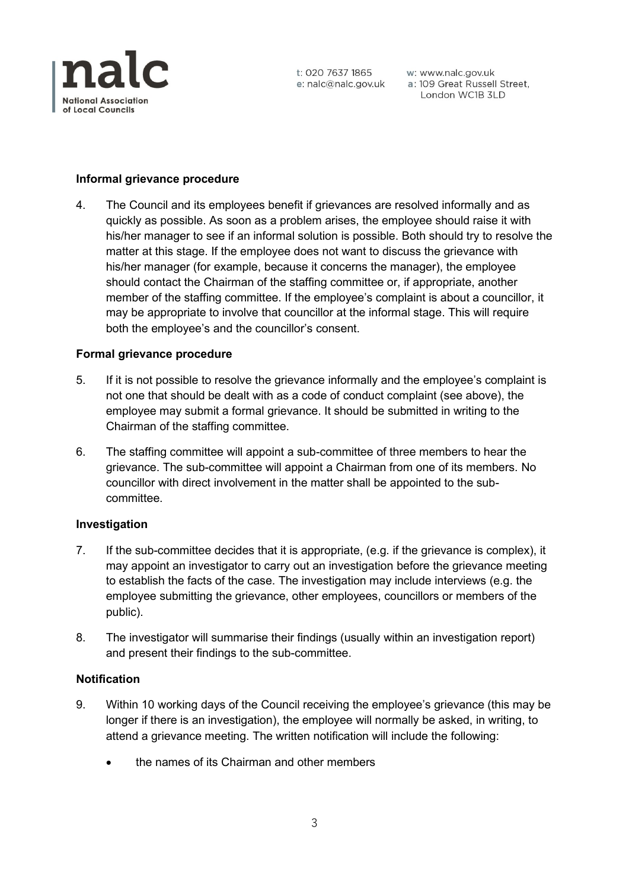**Informal grievance procedure**

4. The Council and its employees benefit if grievances are resolved informally and as quickly as possible. As soon as a problem arises, the employee should raise it with his/her manager to see if an informal solution is possible. Both should try to resolve the matter at this stage. If the employee does not want to discuss the grievance with his/her manager (for example, because it concerns the manager), the employee should contact the Chairman of the staffing committee or, if appropriate, another member of the staffing committee. If the employee's complaint is about a councillor, it may be appropriate to involve that councillor at the informal stage. This will require both the employee's and the councillor's consent.

**Formal grievance procedure**

5. If it is not possible to resolve the grievance informally and the employee's complaint is not one that should be dealt with as a code of conduct complaint (see above), the employee may submit a formal grievance. It should be submitted in writing to the Chairman of the staffing committee.

6. The staffing committee will appoint a sub-committee of three members to hear the grievance. The sub-committee will appoint a Chairman from one of its members. No councillor with direct involvement in the matter shall be appointed to the sub-committee.

**Investigation**

7. If the sub-committee decides that it is appropriate, (e.g. if the grievance is complex), it may appoint an investigator to carry out an investigation before the grievance meeting to establish the facts of the case. The investigation may include interviews (e.g. the employee submitting the grievance, other employees, councillors or members of the public).

8. The investigator will summarise their findings (usually within an investigation report) and present their findings to the sub-committee.

**Notification**

9. Within 10 working days of the Council receiving the employee's grievance (this may be longer if there is an investigation), the employee will normally be asked, in writing, to attend a grievance meeting. The written notification will include the following:

   - the names of its Chairman and other members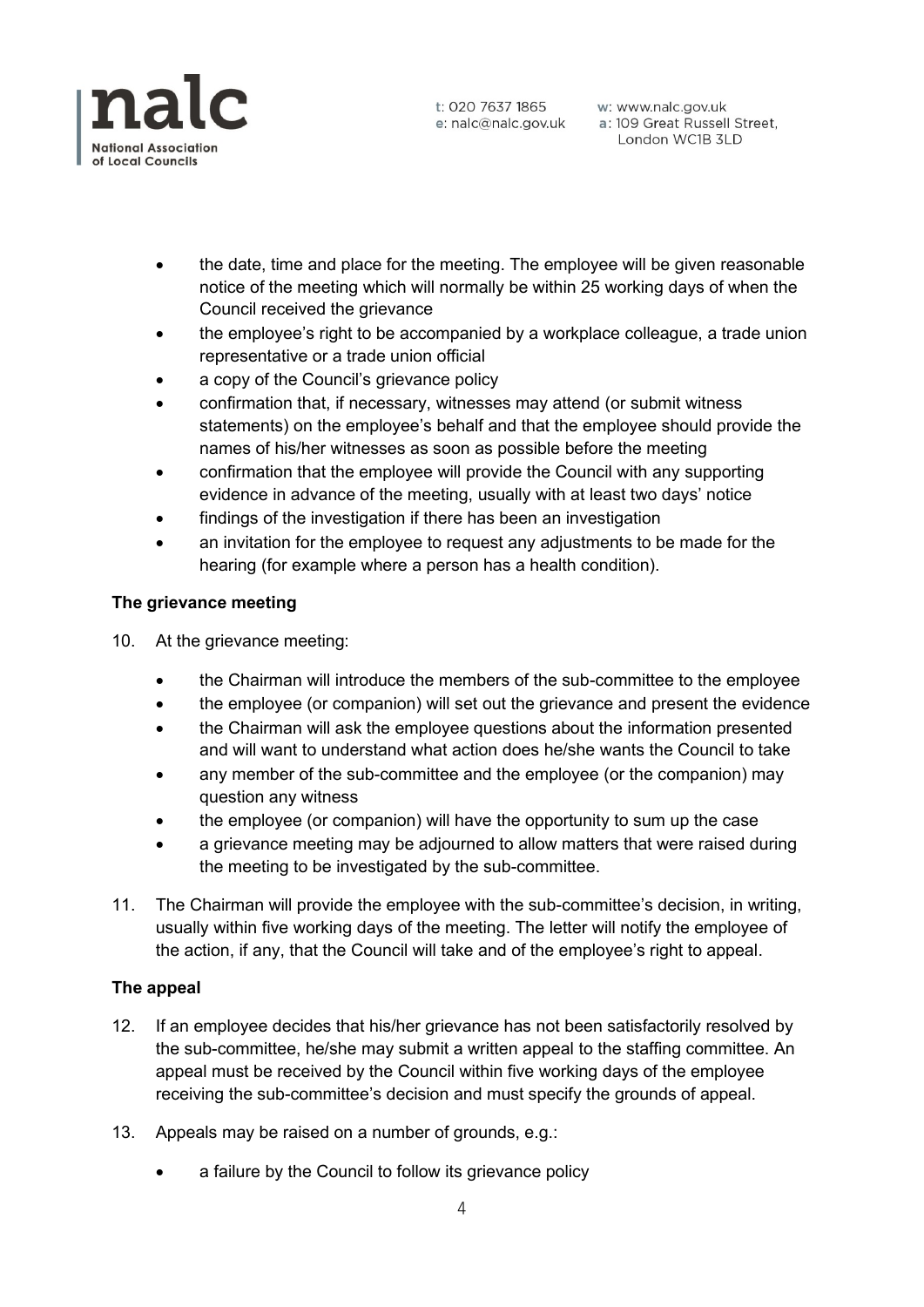- the date, time and place for the meeting. The employee will be given reasonable notice of the meeting which will normally be within 25 working days of when the Council received the grievance
- the employee's right to be accompanied by a workplace colleague, a trade union representative or a trade union official
- a copy of the Council's grievance policy
- confirmation that, if necessary, witnesses may attend (or submit witness statements) on the employee's behalf and that the employee should provide the names of his/her witnesses as soon as possible before the meeting
- confirmation that the employee will provide the Council with any supporting evidence in advance of the meeting, usually with at least two days' notice
- findings of the investigation if there has been an investigation
- an invitation for the employee to request any adjustments to be made for the hearing (for example where a person has a health condition).

**The grievance meeting**

10. At the grievance meeting:
    - the Chairman will introduce the members of the sub-committee to the employee
    - the employee (or companion) will set out the grievance and present the evidence
    - the Chairman will ask the employee questions about the information presented and will want to understand what action does he/she wants the Council to take
    - any member of the sub-committee and the employee (or the companion) may question any witness
    - the employee (or companion) will have the opportunity to sum up the case
    - a grievance meeting may be adjourned to allow matters that were raised during the meeting to be investigated by the sub-committee.

11. The Chairman will provide the employee with the sub-committee's decision, in writing, usually within five working days of the meeting. The letter will notify the employee of the action, if any, that the Council will take and of the employee's right to appeal.

**The appeal**

12. If an employee decides that his/her grievance has not been satisfactorily resolved by the sub-committee, he/she may submit a written appeal to the staffing committee. An appeal must be received by the Council within five working days of the employee receiving the sub-committee's decision and must specify the grounds of appeal.

13. Appeals may be raised on a number of grounds, e.g.:
    - a failure by the Council to follow its grievance policy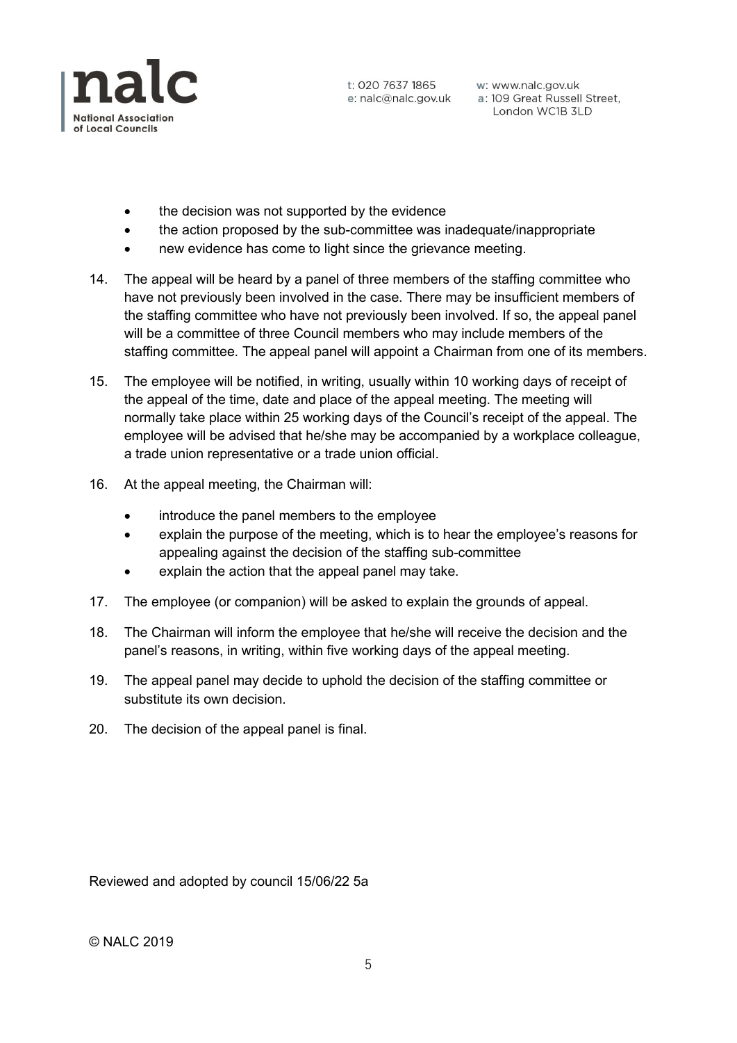- the decision was not supported by the evidence
- the action proposed by the sub-committee was inadequate/inappropriate
- new evidence has come to light since the grievance meeting.

14. The appeal will be heard by a panel of three members of the staffing committee who have not previously been involved in the case. There may be insufficient members of the staffing committee who have not previously been involved. If so, the appeal panel will be a committee of three Council members who may include members of the staffing committee. The appeal panel will appoint a Chairman from one of its members.

15. The employee will be notified, in writing, usually within 10 working days of receipt of the appeal of the time, date and place of the appeal meeting. The meeting will normally take place within 25 working days of the Council's receipt of the appeal. The employee will be advised that he/she may be accompanied by a workplace colleague, a trade union representative or a trade union official.

16. At the appeal meeting, the Chairman will:

    - introduce the panel members to the employee
    - explain the purpose of the meeting, which is to hear the employee's reasons for appealing against the decision of the staffing sub-committee
    - explain the action that the appeal panel may take.

17. The employee (or companion) will be asked to explain the grounds of appeal.

18. The Chairman will inform the employee that he/she will receive the decision and the panel's reasons, in writing, within five working days of the appeal meeting.

19. The appeal panel may decide to uphold the decision of the staffing committee or substitute its own decision.

20. The decision of the appeal panel is final.

Reviewed and adopted by council 15/06/22 5a

© NALC 2019